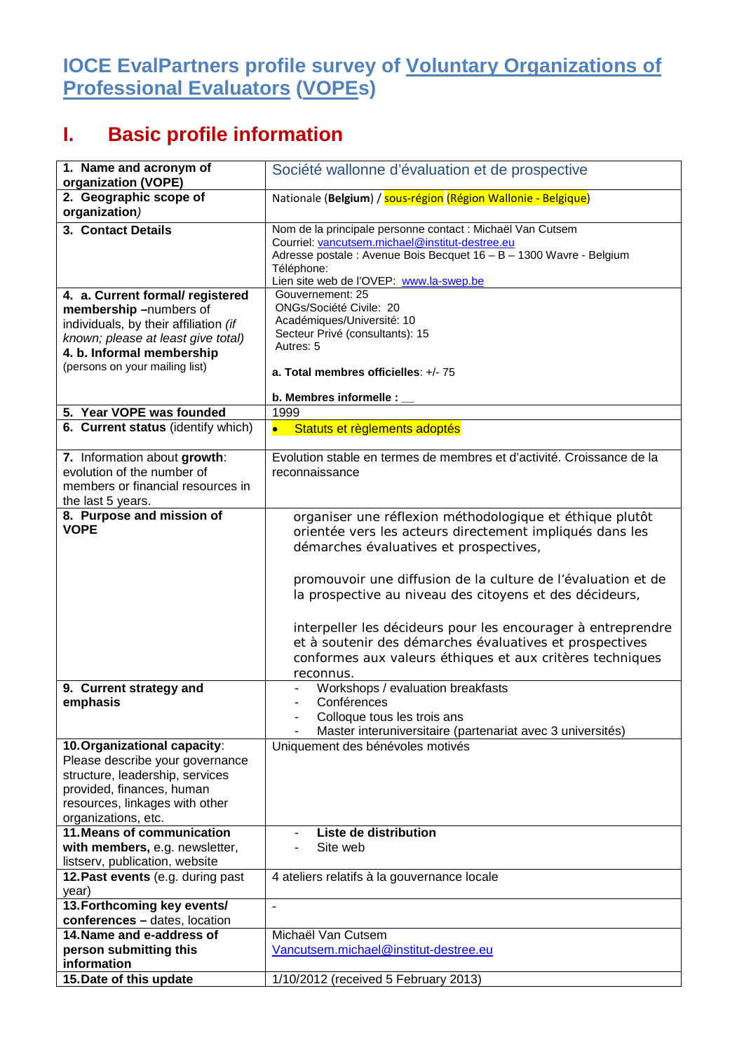# IOCE EvalPartners profile survey of Voluntary Organizations of Professional Evaluators (VOPEs)

## I. Basic profile information

| | |
|---|---|
| **1. Name and acronym of organization (VOPE)** | Société wallonne d'évaluation et de prospective |
| **2. Geographic scope of organization)** | Nationale (**Belgium**) / sous-région (Région Wallonie - Belgique) |
| **3. Contact Details** | Nom de la principale personne contact : Michaël Van Cutsem<br>Courriel: vancutsem.michael@institut-destree.eu<br>Adresse postale : Avenue Bois Becquet 16 – B – 1300 Wavre - Belgium<br>Téléphone:<br>Lien site web de l'OVEP: www.la-swep.be |
| **4. a. Current formal/ registered membership** –numbers of individuals, by their affiliation *(if known; please at least give total)*<br>**4. b. Informal membership** (persons on your mailing list) | Gouvernement: 25<br>ONGs/Société Civile: 20<br>Académiques/Université: 10<br>Secteur Privé (consultants): 15<br>Autres: 5<br><br>**a. Total membres officielles**: +/- 75<br><br>**b. Membres informelle :** __ |
| **5. Year VOPE was founded** | 1999 |
| **6. Current status** (identify which) | • Statuts et règlements adoptés |
| 7. Information about **growth**: evolution of the number of members or financial resources in the last 5 years. | Evolution stable en termes de membres et d'activité. Croissance de la reconnaissance |
| **8. Purpose and mission of VOPE** | organiser une réflexion méthodologique et éthique plutôt orientée vers les acteurs directement impliqués dans les démarches évaluatives et prospectives,<br><br>promouvoir une diffusion de la culture de l'évaluation et de la prospective au niveau des citoyens et des décideurs,<br><br>interpeller les décideurs pour les encourager à entreprendre et à soutenir des démarches évaluatives et prospectives conformes aux valeurs éthiques et aux critères techniques reconnus. |
| **9. Current strategy and emphasis** | - Workshops / evaluation breakfasts<br>- Conférences<br>- Colloque tous les trois ans<br>- Master interuniversitaire (partenariat avec 3 universités) |
| **10. Organizational capacity**: Please describe your governance structure, leadership, services provided, finances, human resources, linkages with other organizations, etc. | Uniquement des bénévoles motivés |
| **11. Means of communication with members**, e.g. newsletter, listserv, publication, website | - **Liste de distribution**<br>- Site web |
| **12. Past events** (e.g. during past year) | 4 ateliers relatifs à la gouvernance locale |
| **13. Forthcoming key events/ conferences** – dates, location | - |
| **14. Name and e-address of person submitting this information** | Michaël Van Cutsem<br>Vancutsem.michael@institut-destree.eu |
| **15. Date of this update** | 1/10/2012 (received 5 February 2013) |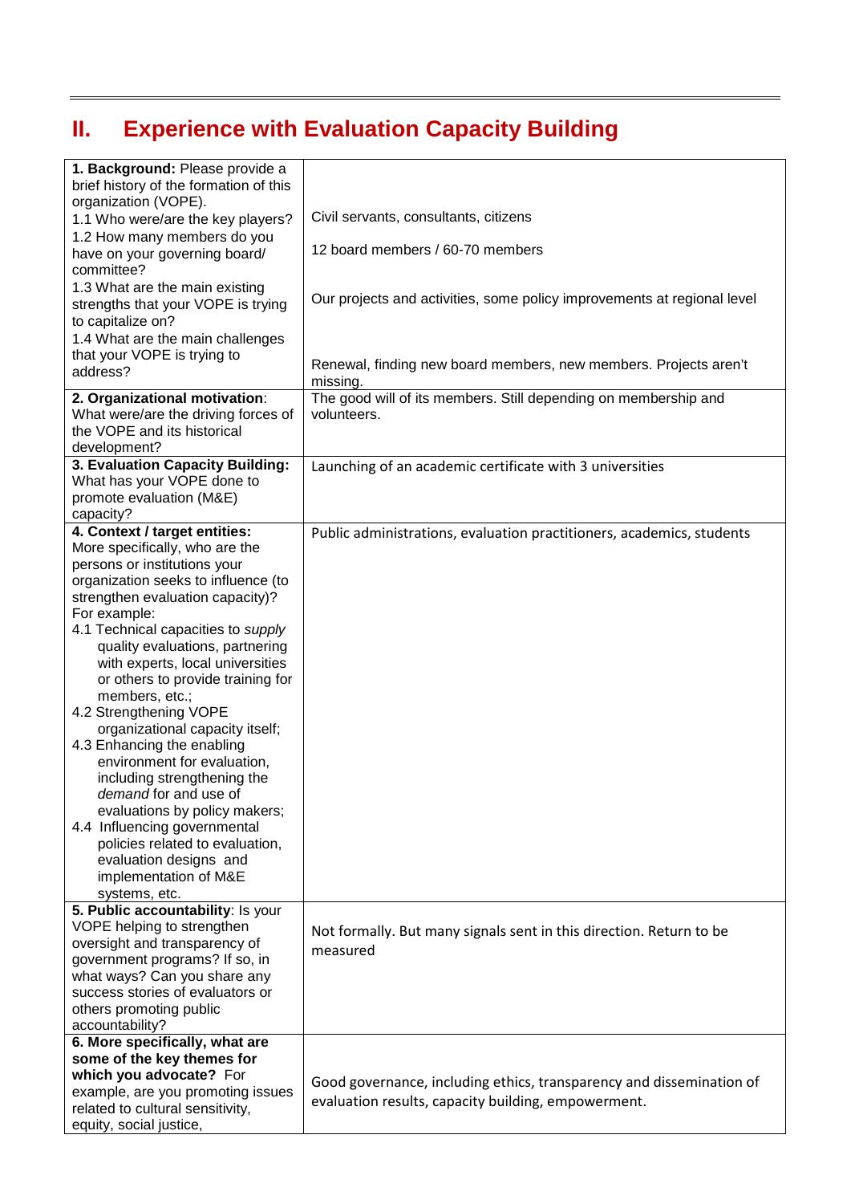## II. Experience with Evaluation Capacity Building

| | |
|---|---|
| **1. Background:** Please provide a brief history of the formation of this organization (VOPE).<br>1.1 Who were/are the key players?<br>1.2 How many members do you have on your governing board/ committee?<br>1.3 What are the main existing strengths that your VOPE is trying to capitalize on?<br>1.4 What are the main challenges that your VOPE is trying to address? | Civil servants, consultants, citizens<br><br>12 board members / 60-70 members<br><br>Our projects and activities, some policy improvements at regional level<br><br>Renewal, finding new board members, new members. Projects aren't missing. |
| **2. Organizational motivation**: What were/are the driving forces of the VOPE and its historical development? | The good will of its members. Still depending on membership and volunteers. |
| **3. Evaluation Capacity Building:** What has your VOPE done to promote evaluation (M&E) capacity? | Launching of an academic certificate with 3 universities |
| **4. Context / target entities:** More specifically, who are the persons or institutions your organization seeks to influence (to strengthen evaluation capacity)? For example:<br>4.1 Technical capacities to *supply* quality evaluations, partnering with experts, local universities or others to provide training for members, etc.;<br>4.2 Strengthening VOPE organizational capacity itself;<br>4.3 Enhancing the enabling environment for evaluation, including strengthening the *demand* for and use of evaluations by policy makers;<br>4.4 Influencing governmental policies related to evaluation, evaluation designs and implementation of M&E systems, etc. | Public administrations, evaluation practitioners, academics, students |
| **5. Public accountability**: Is your VOPE helping to strengthen oversight and transparency of government programs? If so, in what ways? Can you share any success stories of evaluators or others promoting public accountability? | Not formally. But many signals sent in this direction. Return to be measured |
| **6. More specifically, what are some of the key themes for which you advocate?** For example, are you promoting issues related to cultural sensitivity, equity, social justice, | Good governance, including ethics, transparency and dissemination of evaluation results, capacity building, empowerment. |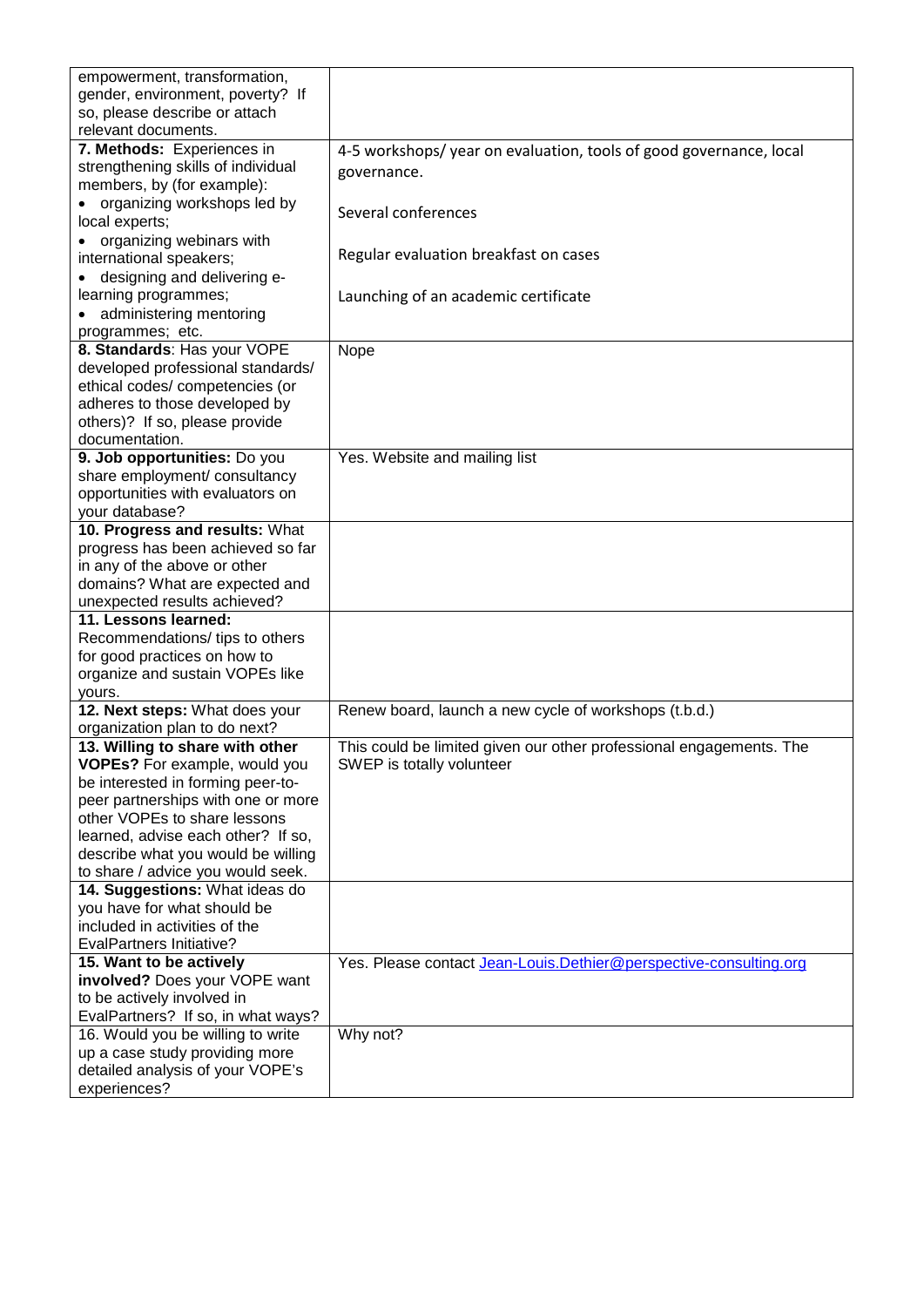| | |
|---|---|
| empowerment, transformation, gender, environment, poverty? If so, please describe or attach relevant documents. | |
| **7. Methods:** Experiences in strengthening skills of individual members, by (for example): • organizing workshops led by local experts; • organizing webinars with international speakers; • designing and delivering e-learning programmes; • administering mentoring programmes; etc. | 4-5 workshops/ year on evaluation, tools of good governance, local governance.<br><br>Several conferences<br><br>Regular evaluation breakfast on cases<br><br>Launching of an academic certificate |
| **8. Standards**: Has your VOPE developed professional standards/ ethical codes/ competencies (or adheres to those developed by others)? If so, please provide documentation. | Nope |
| **9. Job opportunities:** Do you share employment/ consultancy opportunities with evaluators on your database? | Yes. Website and mailing list |
| **10. Progress and results:** What progress has been achieved so far in any of the above or other domains? What are expected and unexpected results achieved? | |
| **11. Lessons learned:** Recommendations/ tips to others for good practices on how to organize and sustain VOPEs like yours. | |
| **12. Next steps:** What does your organization plan to do next? | Renew board, launch a new cycle of workshops (t.b.d.) |
| **13. Willing to share with other VOPEs?** For example, would you be interested in forming peer-to-peer partnerships with one or more other VOPEs to share lessons learned, advise each other? If so, describe what you would be willing to share / advice you would seek. | This could be limited given our other professional engagements. The SWEP is totally volunteer |
| **14. Suggestions:** What ideas do you have for what should be included in activities of the EvalPartners Initiative? | |
| **15. Want to be actively involved?** Does your VOPE want to be actively involved in EvalPartners? If so, in what ways? | Yes. Please contact Jean-Louis.Dethier@perspective-consulting.org |
| 16. Would you be willing to write up a case study providing more detailed analysis of your VOPE's experiences? | Why not? |